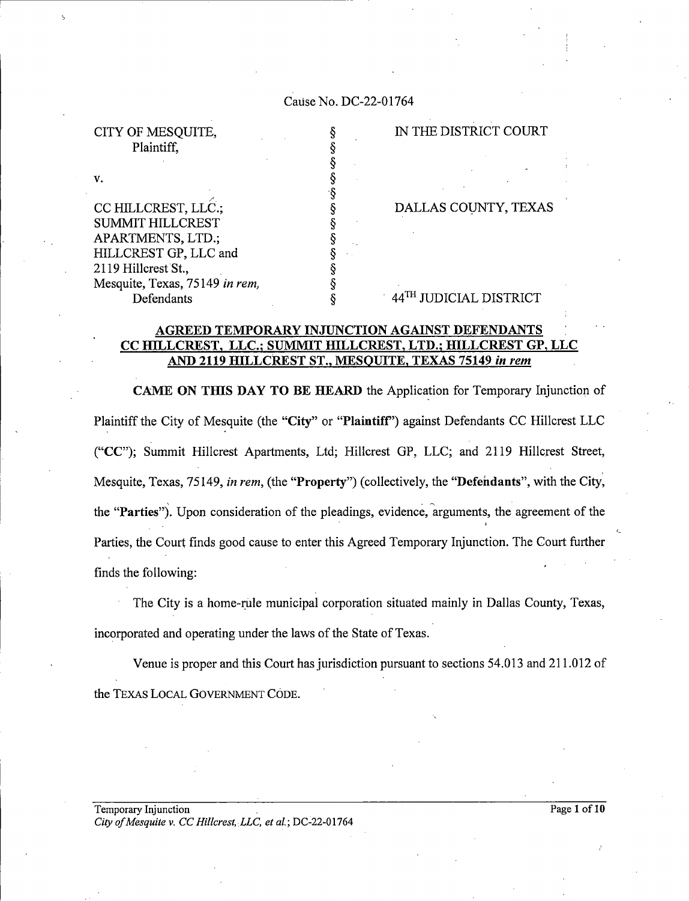Cause No. DC-22-01764

| | | |
|---|---|---|
| CITY OF MESQUITE, Plaintiff, | § | IN THE DISTRICT COURT |
| | § | |
| | § | |
| v. | § | |
| | § | |
| CC HILLCREST, LLC.; | § | DALLAS COUNTY, TEXAS |
| SUMMIT HILLCREST | § | |
| APARTMENTS, LTD.; | § | |
| HILLCREST GP, LLC and | § | |
| 2119 Hillcrest St., | § | |
| Mesquite, Texas, 75149 *in rem*, | § | |
| Defendants | § | 44TH JUDICIAL DISTRICT |

## AGREED TEMPORARY INJUNCTION AGAINST DEFENDANTS CC HILLCREST, LLC.; SUMMIT HILLCREST, LTD.; HILLCREST GP, LLC AND 2119 HILLCREST ST., MESQUITE, TEXAS 75149 *in rem*

**CAME ON THIS DAY TO BE HEARD** the Application for Temporary Injunction of Plaintiff the City of Mesquite (the "**City**" or "**Plaintiff**") against Defendants CC Hillcrest LLC ("**CC**"); Summit Hillcrest Apartments, Ltd; Hillcrest GP, LLC; and 2119 Hillcrest Street, Mesquite, Texas, 75149, *in rem*, (the "**Property**") (collectively, the "**Defendants**", with the City, the "**Parties**"). Upon consideration of the pleadings, evidence, arguments, the agreement of the Parties, the Court finds good cause to enter this Agreed Temporary Injunction. The Court further finds the following:

The City is a home-rule municipal corporation situated mainly in Dallas County, Texas, incorporated and operating under the laws of the State of Texas.

Venue is proper and this Court has jurisdiction pursuant to sections 54.013 and 211.012 of the TEXAS LOCAL GOVERNMENT CODE.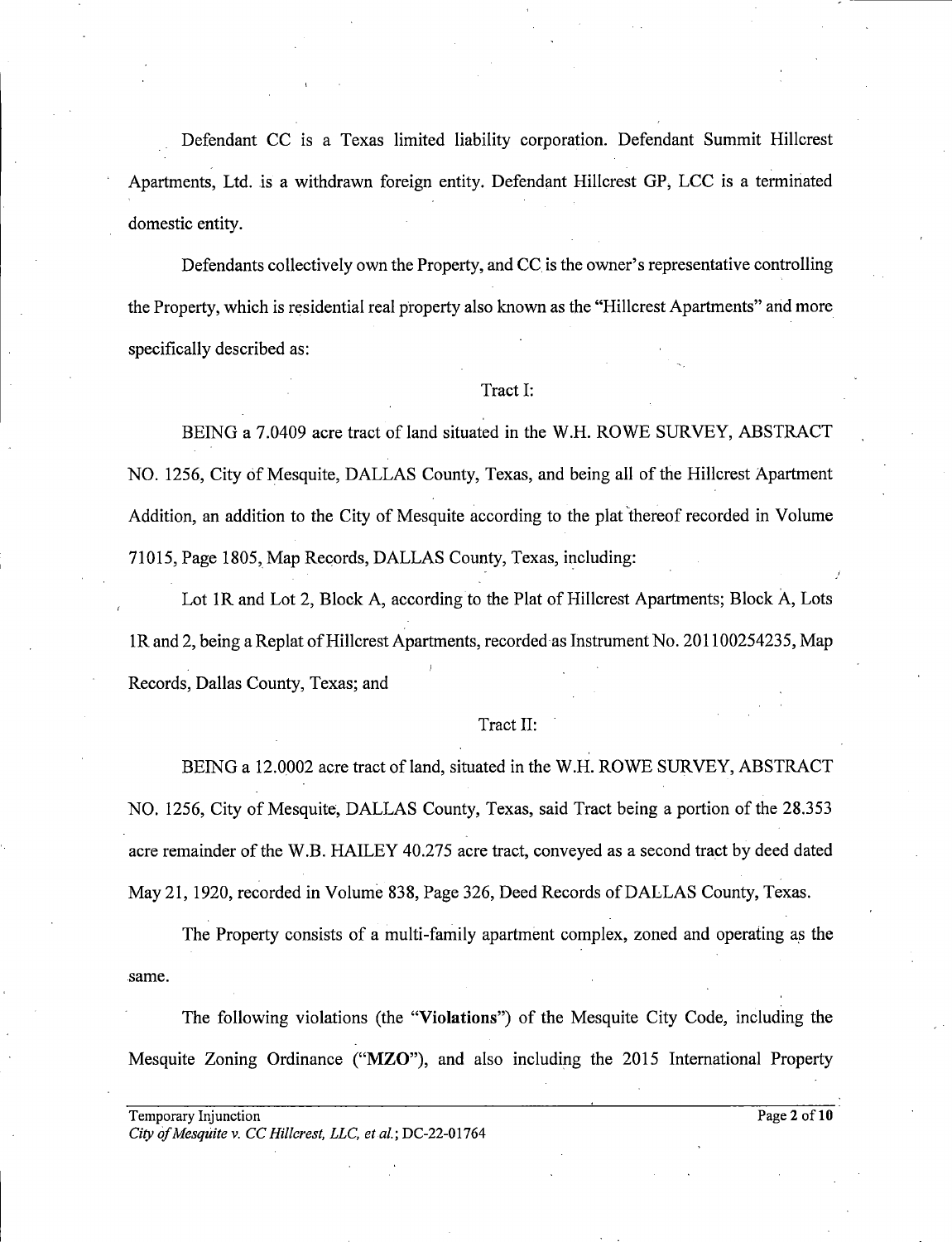Defendant CC is a Texas limited liability corporation. Defendant Summit Hillcrest Apartments, Ltd. is a withdrawn foreign entity. Defendant Hillcrest GP, LCC is a terminated domestic entity.

Defendants collectively own the Property, and CC is the owner's representative controlling the Property, which is residential real property also known as the "Hillcrest Apartments" and more specifically described as:

Tract I:

BEING a 7.0409 acre tract of land situated in the W.H. ROWE SURVEY, ABSTRACT NO. 1256, City of Mesquite, DALLAS County, Texas, and being all of the Hillcrest Apartment Addition, an addition to the City of Mesquite according to the plat thereof recorded in Volume 71015, Page 1805, Map Records, DALLAS County, Texas, including:

Lot 1R and Lot 2, Block A, according to the Plat of Hillcrest Apartments; Block A, Lots 1R and 2, being a Replat of Hillcrest Apartments, recorded as Instrument No. 201100254235, Map Records, Dallas County, Texas; and

Tract II:

BEING a 12.0002 acre tract of land, situated in the W.H. ROWE SURVEY, ABSTRACT NO. 1256, City of Mesquite, DALLAS County, Texas, said Tract being a portion of the 28.353 acre remainder of the W.B. HAILEY 40.275 acre tract, conveyed as a second tract by deed dated May 21, 1920, recorded in Volume 838, Page 326, Deed Records of DALLAS County, Texas.

The Property consists of a multi-family apartment complex, zoned and operating as the same.

The following violations (the "**Violations**") of the Mesquite City Code, including the Mesquite Zoning Ordinance ("**MZO**"), and also including the 2015 International Property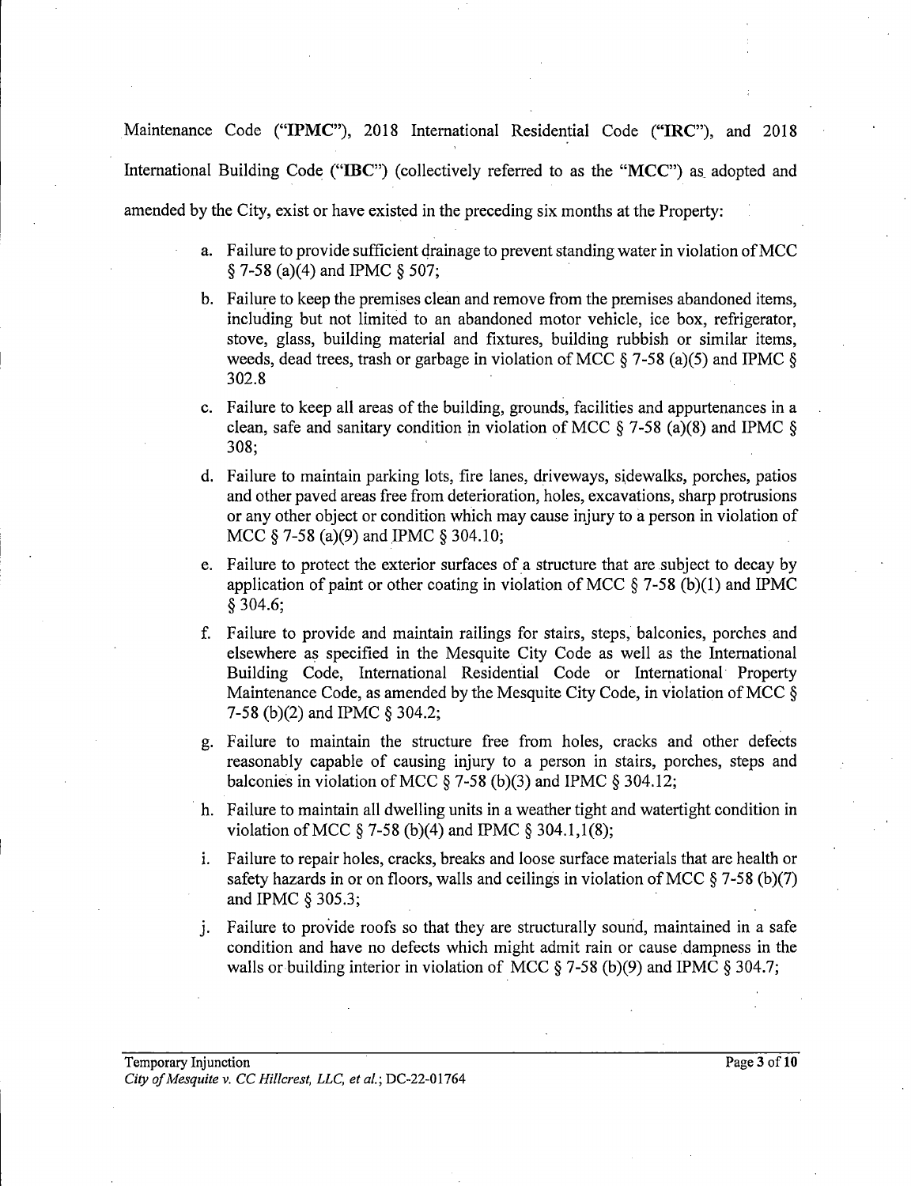Maintenance Code ("**IPMC**"), 2018 International Residential Code ("**IRC**"), and 2018 International Building Code ("**IBC**") (collectively referred to as the "**MCC**") as adopted and amended by the City, exist or have existed in the preceding six months at the Property:

a. Failure to provide sufficient drainage to prevent standing water in violation of MCC § 7-58 (a)(4) and IPMC § 507;

b. Failure to keep the premises clean and remove from the premises abandoned items, including but not limited to an abandoned motor vehicle, ice box, refrigerator, stove, glass, building material and fixtures, building rubbish or similar items, weeds, dead trees, trash or garbage in violation of MCC § 7-58 (a)(5) and IPMC § 302.8

c. Failure to keep all areas of the building, grounds, facilities and appurtenances in a clean, safe and sanitary condition in violation of MCC § 7-58 (a)(8) and IPMC § 308;

d. Failure to maintain parking lots, fire lanes, driveways, sidewalks, porches, patios and other paved areas free from deterioration, holes, excavations, sharp protrusions or any other object or condition which may cause injury to a person in violation of MCC § 7-58 (a)(9) and IPMC § 304.10;

e. Failure to protect the exterior surfaces of a structure that are subject to decay by application of paint or other coating in violation of MCC § 7-58 (b)(1) and IPMC § 304.6;

f. Failure to provide and maintain railings for stairs, steps, balconies, porches and elsewhere as specified in the Mesquite City Code as well as the International Building Code, International Residential Code or International Property Maintenance Code, as amended by the Mesquite City Code, in violation of MCC § 7-58 (b)(2) and IPMC § 304.2;

g. Failure to maintain the structure free from holes, cracks and other defects reasonably capable of causing injury to a person in stairs, porches, steps and balconies in violation of MCC § 7-58 (b)(3) and IPMC § 304.12;

h. Failure to maintain all dwelling units in a weather tight and watertight condition in violation of MCC § 7-58 (b)(4) and IPMC § 304.1,1(8);

i. Failure to repair holes, cracks, breaks and loose surface materials that are health or safety hazards in or on floors, walls and ceilings in violation of MCC § 7-58 (b)(7) and IPMC § 305.3;

j. Failure to provide roofs so that they are structurally sound, maintained in a safe condition and have no defects which might admit rain or cause dampness in the walls or building interior in violation of MCC § 7-58 (b)(9) and IPMC § 304.7;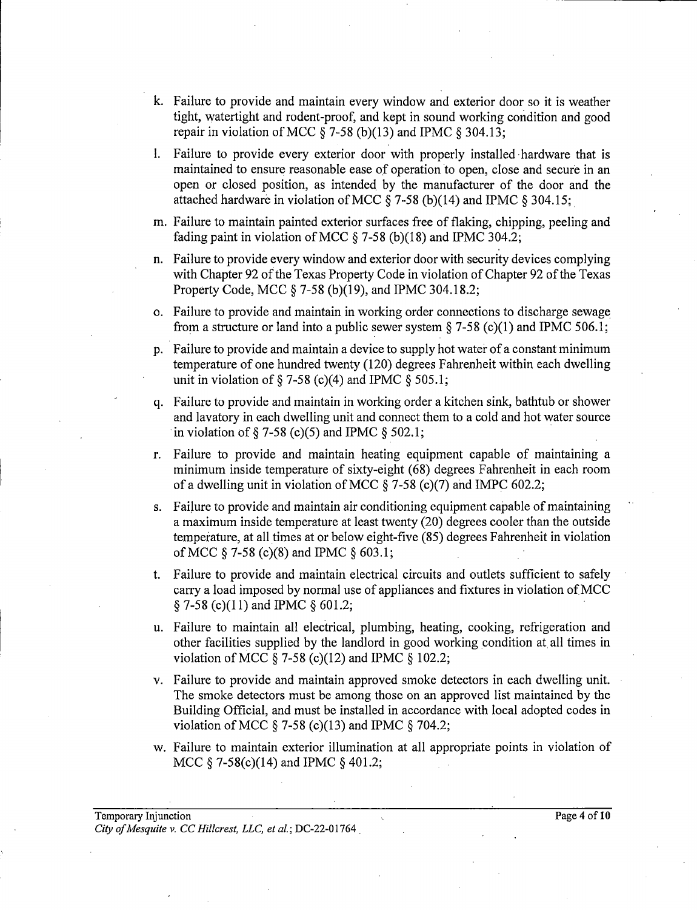k. Failure to provide and maintain every window and exterior door so it is weather tight, watertight and rodent-proof, and kept in sound working condition and good repair in violation of MCC § 7-58 (b)(13) and IPMC § 304.13;

l. Failure to provide every exterior door with properly installed hardware that is maintained to ensure reasonable ease of operation to open, close and secure in an open or closed position, as intended by the manufacturer of the door and the attached hardware in violation of MCC § 7-58 (b)(14) and IPMC § 304.15;

m. Failure to maintain painted exterior surfaces free of flaking, chipping, peeling and fading paint in violation of MCC § 7-58 (b)(18) and IPMC 304.2;

n. Failure to provide every window and exterior door with security devices complying with Chapter 92 of the Texas Property Code in violation of Chapter 92 of the Texas Property Code, MCC § 7-58 (b)(19), and IPMC 304.18.2;

o. Failure to provide and maintain in working order connections to discharge sewage from a structure or land into a public sewer system § 7-58 (c)(1) and IPMC 506.1;

p. Failure to provide and maintain a device to supply hot water of a constant minimum temperature of one hundred twenty (120) degrees Fahrenheit within each dwelling unit in violation of § 7-58 (c)(4) and IPMC § 505.1;

q. Failure to provide and maintain in working order a kitchen sink, bathtub or shower and lavatory in each dwelling unit and connect them to a cold and hot water source in violation of § 7-58 (c)(5) and IPMC § 502.1;

r. Failure to provide and maintain heating equipment capable of maintaining a minimum inside temperature of sixty-eight (68) degrees Fahrenheit in each room of a dwelling unit in violation of MCC § 7-58 (c)(7) and IMPC 602.2;

s. Failure to provide and maintain air conditioning equipment capable of maintaining a maximum inside temperature at least twenty (20) degrees cooler than the outside temperature, at all times at or below eight-five (85) degrees Fahrenheit in violation of MCC § 7-58 (c)(8) and IPMC § 603.1;

t. Failure to provide and maintain electrical circuits and outlets sufficient to safely carry a load imposed by normal use of appliances and fixtures in violation of MCC § 7-58 (c)(11) and IPMC § 601.2;

u. Failure to maintain all electrical, plumbing, heating, cooking, refrigeration and other facilities supplied by the landlord in good working condition at all times in violation of MCC § 7-58 (c)(12) and IPMC § 102.2;

v. Failure to provide and maintain approved smoke detectors in each dwelling unit. The smoke detectors must be among those on an approved list maintained by the Building Official, and must be installed in accordance with local adopted codes in violation of MCC § 7-58 (c)(13) and IPMC § 704.2;

w. Failure to maintain exterior illumination at all appropriate points in violation of MCC § 7-58(c)(14) and IPMC § 401.2;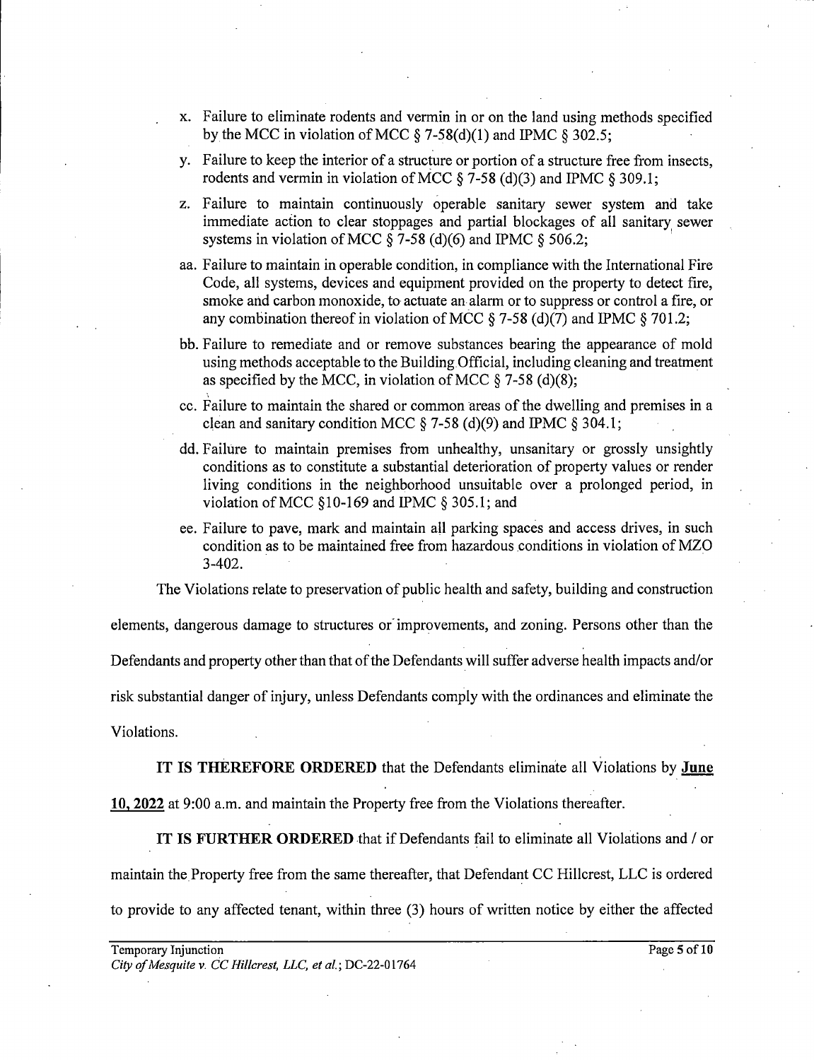x. Failure to eliminate rodents and vermin in or on the land using methods specified by the MCC in violation of MCC § 7-58(d)(1) and IPMC § 302.5;

y. Failure to keep the interior of a structure or portion of a structure free from insects, rodents and vermin in violation of MCC § 7-58 (d)(3) and IPMC § 309.1;

z. Failure to maintain continuously operable sanitary sewer system and take immediate action to clear stoppages and partial blockages of all sanitary sewer systems in violation of MCC § 7-58 (d)(6) and IPMC § 506.2;

aa. Failure to maintain in operable condition, in compliance with the International Fire Code, all systems, devices and equipment provided on the property to detect fire, smoke and carbon monoxide, to actuate an alarm or to suppress or control a fire, or any combination thereof in violation of MCC § 7-58 (d)(7) and IPMC § 701.2;

bb. Failure to remediate and or remove substances bearing the appearance of mold using methods acceptable to the Building Official, including cleaning and treatment as specified by the MCC, in violation of MCC § 7-58 (d)(8);

cc. Failure to maintain the shared or common areas of the dwelling and premises in a clean and sanitary condition MCC § 7-58 (d)(9) and IPMC § 304.1;

dd. Failure to maintain premises from unhealthy, unsanitary or grossly unsightly conditions as to constitute a substantial deterioration of property values or render living conditions in the neighborhood unsuitable over a prolonged period, in violation of MCC §10-169 and IPMC § 305.1; and

ee. Failure to pave, mark and maintain all parking spaces and access drives, in such condition as to be maintained free from hazardous conditions in violation of MZO 3-402.

The Violations relate to preservation of public health and safety, building and construction elements, dangerous damage to structures or improvements, and zoning. Persons other than the Defendants and property other than that of the Defendants will suffer adverse health impacts and/or risk substantial danger of injury, unless Defendants comply with the ordinances and eliminate the Violations.

**IT IS THEREFORE ORDERED** that the Defendants eliminate all Violations by **June 10, 2022** at 9:00 a.m. and maintain the Property free from the Violations thereafter.

**IT IS FURTHER ORDERED** that if Defendants fail to eliminate all Violations and / or maintain the Property free from the same thereafter, that Defendant CC Hillcrest, LLC is ordered to provide to any affected tenant, within three (3) hours of written notice by either the affected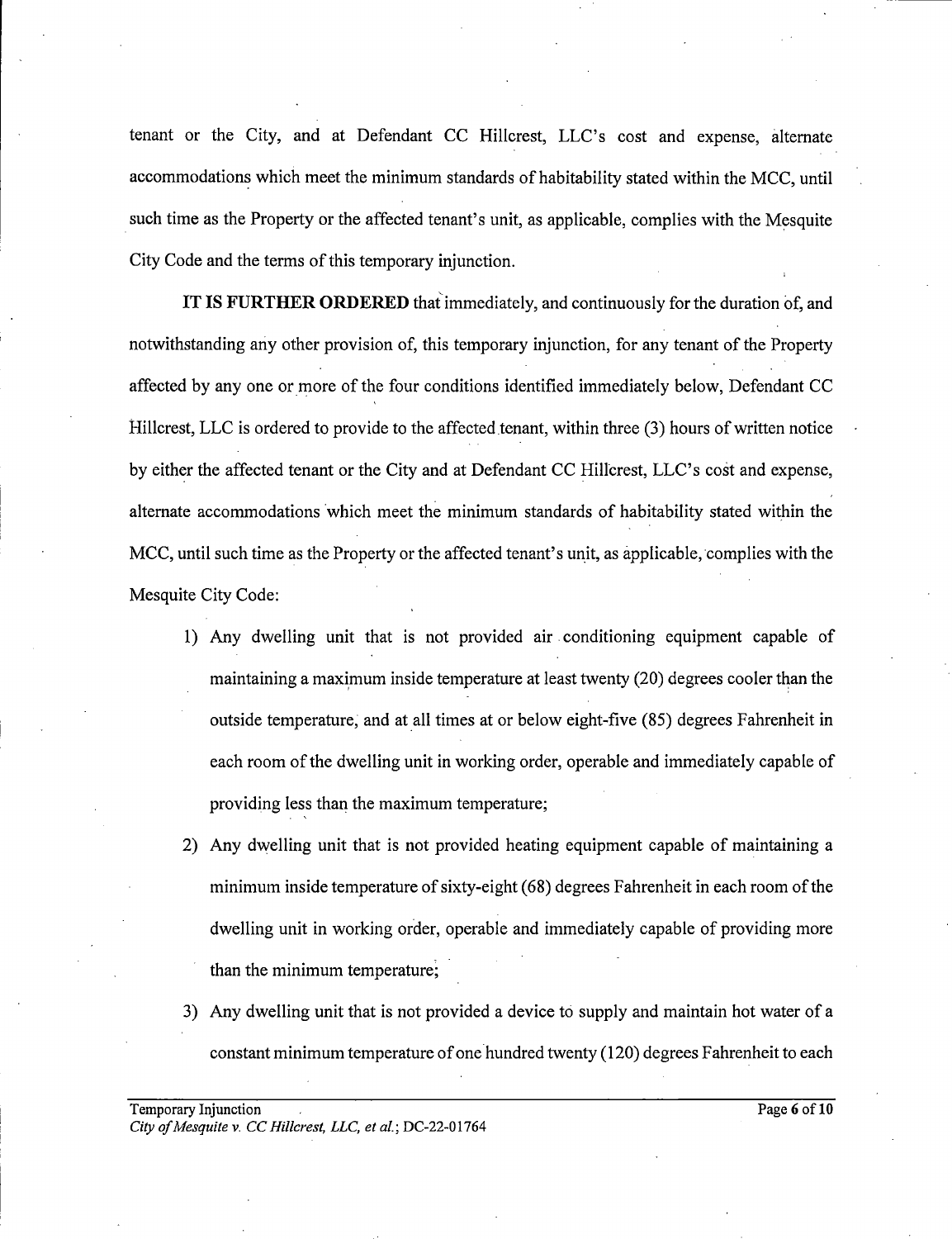tenant or the City, and at Defendant CC Hillcrest, LLC's cost and expense, alternate accommodations which meet the minimum standards of habitability stated within the MCC, until such time as the Property or the affected tenant's unit, as applicable, complies with the Mesquite City Code and the terms of this temporary injunction.

**IT IS FURTHER ORDERED** that immediately, and continuously for the duration of, and notwithstanding any other provision of, this temporary injunction, for any tenant of the Property affected by any one or more of the four conditions identified immediately below, Defendant CC Hillcrest, LLC is ordered to provide to the affected tenant, within three (3) hours of written notice by either the affected tenant or the City and at Defendant CC Hillcrest, LLC's cost and expense, alternate accommodations which meet the minimum standards of habitability stated within the MCC, until such time as the Property or the affected tenant's unit, as applicable, complies with the Mesquite City Code:

1) Any dwelling unit that is not provided air conditioning equipment capable of maintaining a maximum inside temperature at least twenty (20) degrees cooler than the outside temperature, and at all times at or below eight-five (85) degrees Fahrenheit in each room of the dwelling unit in working order, operable and immediately capable of providing less than the maximum temperature;
2) Any dwelling unit that is not provided heating equipment capable of maintaining a minimum inside temperature of sixty-eight (68) degrees Fahrenheit in each room of the dwelling unit in working order, operable and immediately capable of providing more than the minimum temperature;
3) Any dwelling unit that is not provided a device to supply and maintain hot water of a constant minimum temperature of one hundred twenty (120) degrees Fahrenheit to each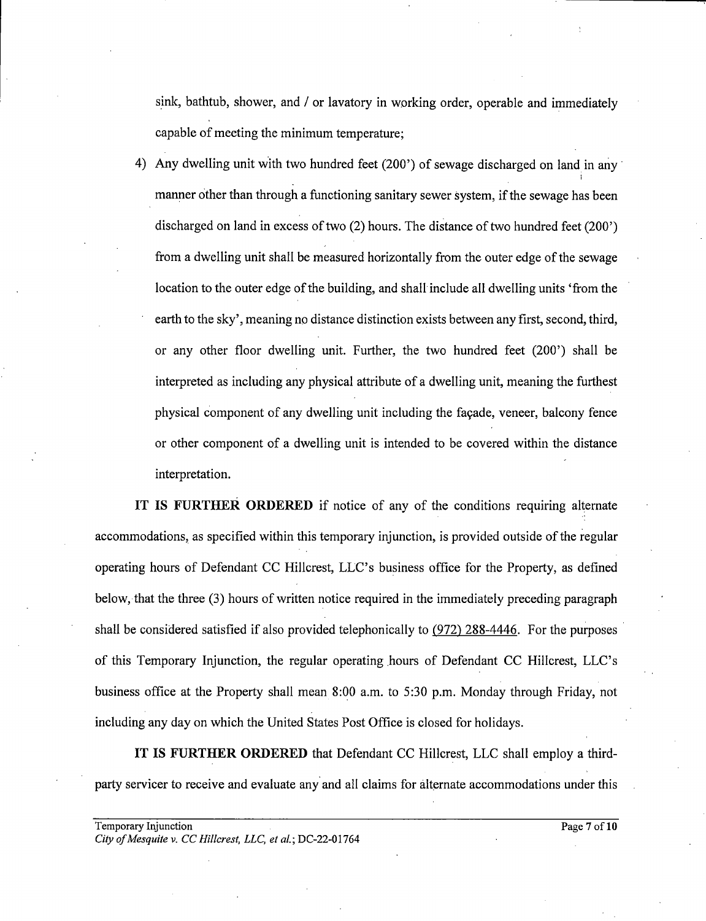sink, bathtub, shower, and / or lavatory in working order, operable and immediately capable of meeting the minimum temperature;

4) Any dwelling unit with two hundred feet (200') of sewage discharged on land in any manner other than through a functioning sanitary sewer system, if the sewage has been discharged on land in excess of two (2) hours. The distance of two hundred feet (200') from a dwelling unit shall be measured horizontally from the outer edge of the sewage location to the outer edge of the building, and shall include all dwelling units 'from the earth to the sky', meaning no distance distinction exists between any first, second, third, or any other floor dwelling unit. Further, the two hundred feet (200') shall be interpreted as including any physical attribute of a dwelling unit, meaning the furthest physical component of any dwelling unit including the façade, veneer, balcony fence or other component of a dwelling unit is intended to be covered within the distance interpretation.

**IT IS FURTHER ORDERED** if notice of any of the conditions requiring alternate accommodations, as specified within this temporary injunction, is provided outside of the regular operating hours of Defendant CC Hillcrest, LLC's business office for the Property, as defined below, that the three (3) hours of written notice required in the immediately preceding paragraph shall be considered satisfied if also provided telephonically to (972) 288-4446. For the purposes of this Temporary Injunction, the regular operating hours of Defendant CC Hillcrest, LLC's business office at the Property shall mean 8:00 a.m. to 5:30 p.m. Monday through Friday, not including any day on which the United States Post Office is closed for holidays.

**IT IS FURTHER ORDERED** that Defendant CC Hillcrest, LLC shall employ a third-party servicer to receive and evaluate any and all claims for alternate accommodations under this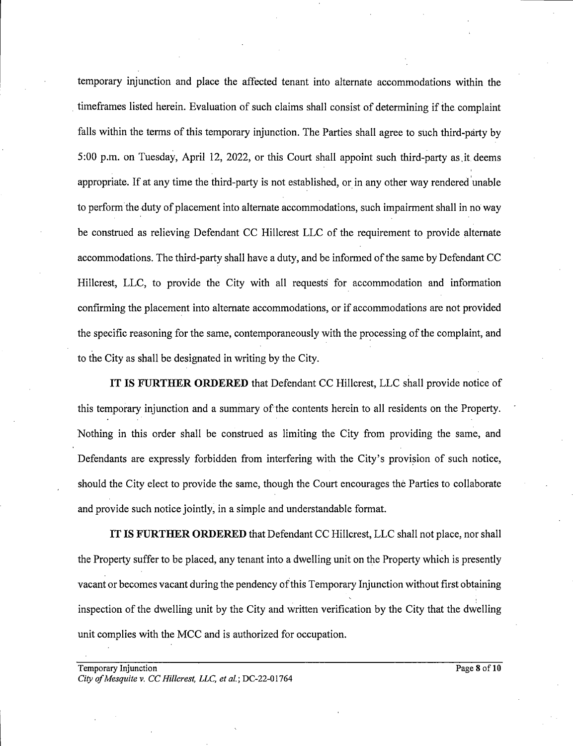temporary injunction and place the affected tenant into alternate accommodations within the timeframes listed herein. Evaluation of such claims shall consist of determining if the complaint falls within the terms of this temporary injunction. The Parties shall agree to such third-party by 5:00 p.m. on Tuesday, April 12, 2022, or this Court shall appoint such third-party as it deems appropriate. If at any time the third-party is not established, or in any other way rendered unable to perform the duty of placement into alternate accommodations, such impairment shall in no way be construed as relieving Defendant CC Hillcrest LLC of the requirement to provide alternate accommodations. The third-party shall have a duty, and be informed of the same by Defendant CC Hillcrest, LLC, to provide the City with all requests for accommodation and information confirming the placement into alternate accommodations, or if accommodations are not provided the specific reasoning for the same, contemporaneously with the processing of the complaint, and to the City as shall be designated in writing by the City.

**IT IS FURTHER ORDERED** that Defendant CC Hillcrest, LLC shall provide notice of this temporary injunction and a summary of the contents herein to all residents on the Property. Nothing in this order shall be construed as limiting the City from providing the same, and Defendants are expressly forbidden from interfering with the City's provision of such notice, should the City elect to provide the same, though the Court encourages the Parties to collaborate and provide such notice jointly, in a simple and understandable format.

**IT IS FURTHER ORDERED** that Defendant CC Hillcrest, LLC shall not place, nor shall the Property suffer to be placed, any tenant into a dwelling unit on the Property which is presently vacant or becomes vacant during the pendency of this Temporary Injunction without first obtaining inspection of the dwelling unit by the City and written verification by the City that the dwelling unit complies with the MCC and is authorized for occupation.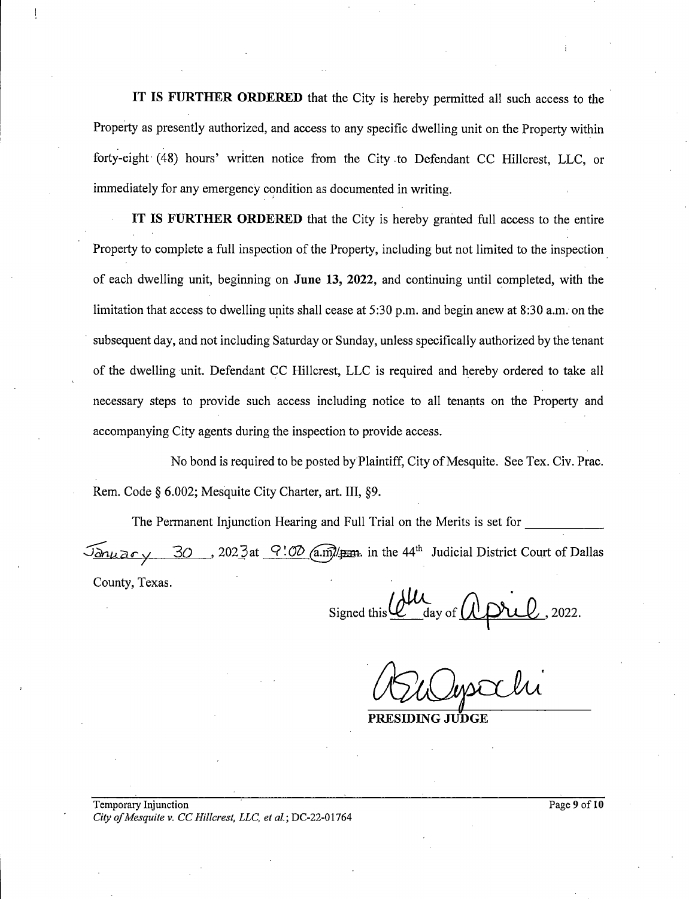**IT IS FURTHER ORDERED** that the City is hereby permitted all such access to the Property as presently authorized, and access to any specific dwelling unit on the Property within forty-eight (48) hours' written notice from the City to Defendant CC Hillcrest, LLC, or immediately for any emergency condition as documented in writing.

**IT IS FURTHER ORDERED** that the City is hereby granted full access to the entire Property to complete a full inspection of the Property, including but not limited to the inspection of each dwelling unit, beginning on **June 13, 2022**, and continuing until completed, with the limitation that access to dwelling units shall cease at 5:30 p.m. and begin anew at 8:30 a.m. on the subsequent day, and not including Saturday or Sunday, unless specifically authorized by the tenant of the dwelling unit. Defendant CC Hillcrest, LLC is required and hereby ordered to take all necessary steps to provide such access including notice to all tenants on the Property and accompanying City agents during the inspection to provide access.

No bond is required to be posted by Plaintiff, City of Mesquite. See Tex. Civ. Prac. Rem. Code § 6.002; Mesquite City Charter, art. III, §9.

The Permanent Injunction Hearing and Full Trial on the Merits is set for January 30, 2023 at 9:00 a.m. in the 44th Judicial District Court of Dallas County, Texas.

Signed this 6th day of April, 2022.

PRESIDING JUDGE

Temporary Injunction
*City of Mesquite v. CC Hillcrest, LLC, et al.*; DC-22-01764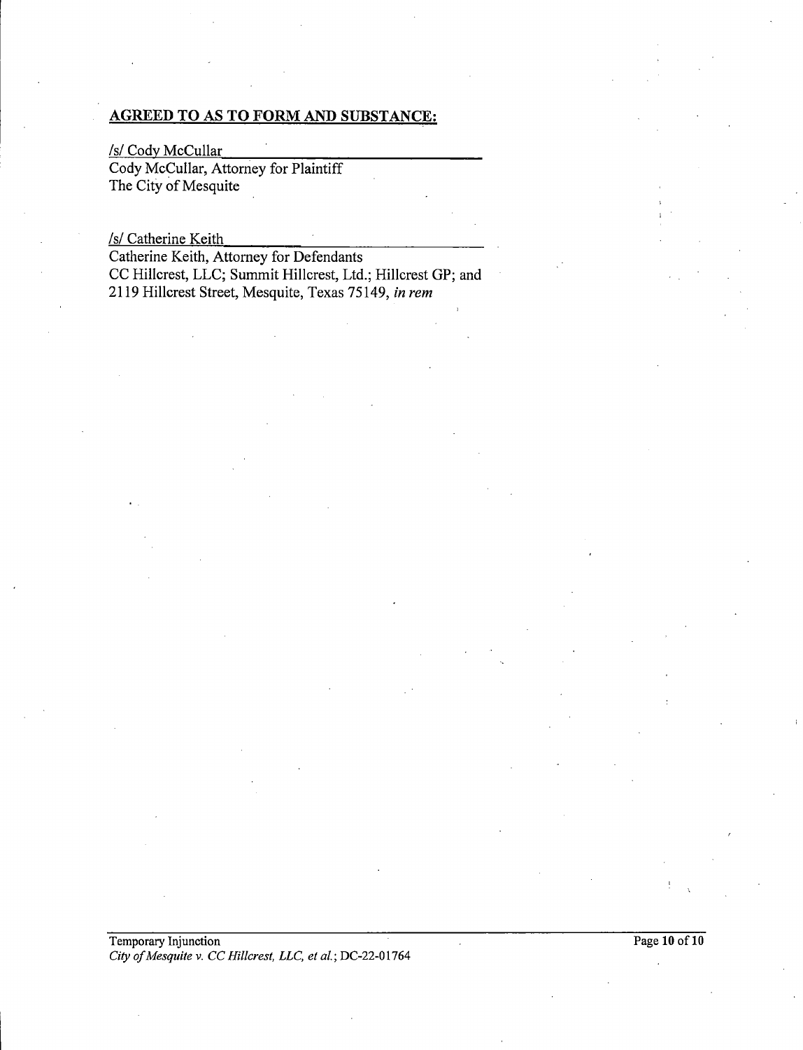**AGREED TO AS TO FORM AND SUBSTANCE:**

/s/ Cody McCullar

Cody McCullar, Attorney for Plaintiff
The City of Mesquite

/s/ Catherine Keith

Catherine Keith, Attorney for Defendants
CC Hillcrest, LLC; Summit Hillcrest, Ltd.; Hillcrest GP; and
2119 Hillcrest Street, Mesquite, Texas 75149, *in rem*